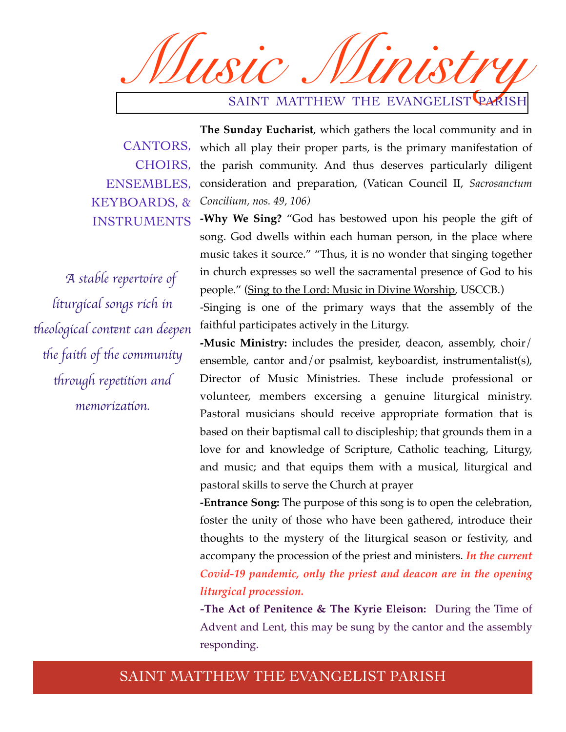# Music Ministry

## SAINT MATTHEW THE EVANGELIST PARISH

CANTORS, CHOIRS, ENSEMBLES, KEYBOARDS, & INSTRUMENTS

*A stable repertoire of liturgical songs rich in theological content can deepen the faith of the community through repetition and memorization.*

**The Sunday Eucharist**, which gathers the local community and in which all play their proper parts, is the primary manifestation of the parish community. And thus deserves particularly diligent consideration and preparation, (Vatican Council II, *Sacrosanctum Concilium, nos. 49, 106)*

**-Why We Sing?** "God has bestowed upon his people the gift of song. God dwells within each human person, in the place where music takes it source." "Thus, it is no wonder that singing together in church expresses so well the sacramental presence of God to his people." (Sing to the Lord: Music in Divine Worship, USCCB.)

-Singing is one of the primary ways that the assembly of the faithful participates actively in the Liturgy.

**-Music Ministry:** includes the presider, deacon, assembly, choir/ensemble, cantor and/or psalmist, keyboardist, instrumentalist(s), Director of Music Ministries. These include professional or volunteer, members excersing a genuine liturgical ministry. Pastoral musicians should receive appropriate formation that is based on their baptismal call to discipleship; that grounds them in a love for and knowledge of Scripture, Catholic teaching, Liturgy, and music; and that equips them with a musical, liturgical and pastoral skills to serve the Church at prayer

**-Entrance Song:** The purpose of this song is to open the celebration, foster the unity of those who have been gathered, introduce their thoughts to the mystery of the liturgical season or festivity, and accompany the procession of the priest and ministers. ***In the current Covid-19 pandemic, only the priest and deacon are in the opening liturgical procession.***

**-The Act of Penitence & The Kyrie Eleison:** During the Time of Advent and Lent, this may be sung by the cantor and the assembly responding.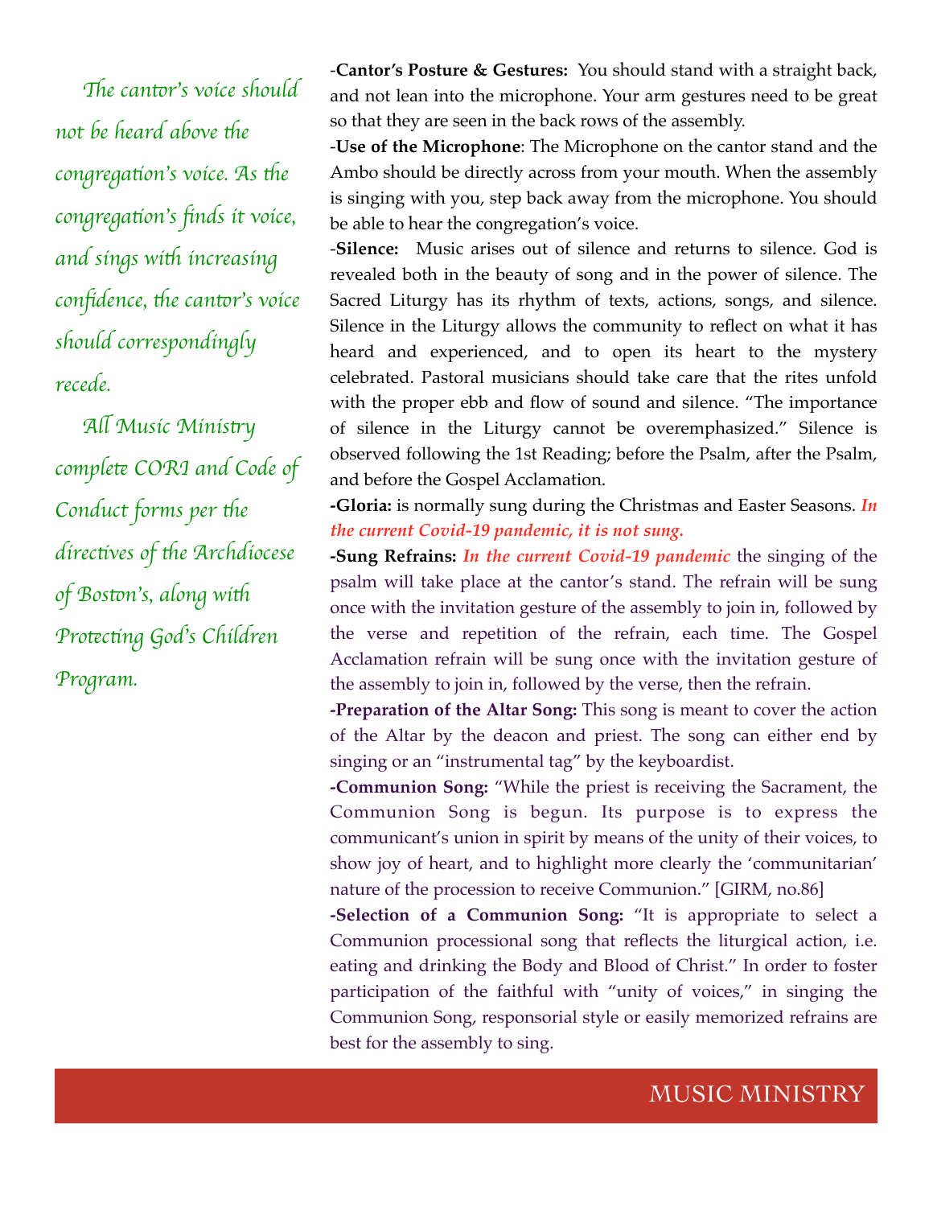*The cantor's voice should not be heard above the congregation's voice. As the congregation's finds it voice, and sings with increasing confidence, the cantor's voice should correspondingly recede.*

*All Music Ministry complete CORI and Code of Conduct forms per the directives of the Archdiocese of Boston's, along with Protecting God's Children Program.*

-**Cantor's Posture & Gestures:** You should stand with a straight back, and not lean into the microphone. Your arm gestures need to be great so that they are seen in the back rows of the assembly.

-**Use of the Microphone**: The Microphone on the cantor stand and the Ambo should be directly across from your mouth. When the assembly is singing with you, step back away from the microphone. You should be able to hear the congregation's voice.

-**Silence:** Music arises out of silence and returns to silence. God is revealed both in the beauty of song and in the power of silence. The Sacred Liturgy has its rhythm of texts, actions, songs, and silence. Silence in the Liturgy allows the community to reflect on what it has heard and experienced, and to open its heart to the mystery celebrated. Pastoral musicians should take care that the rites unfold with the proper ebb and flow of sound and silence. "The importance of silence in the Liturgy cannot be overemphasized." Silence is observed following the 1st Reading; before the Psalm, after the Psalm, and before the Gospel Acclamation.

**-Gloria:** is normally sung during the Christmas and Easter Seasons. ***In the current Covid-19 pandemic, it is not sung.***

**-Sung Refrains:** ***In the current Covid-19 pandemic*** the singing of the psalm will take place at the cantor's stand. The refrain will be sung once with the invitation gesture of the assembly to join in, followed by the verse and repetition of the refrain, each time. The Gospel Acclamation refrain will be sung once with the invitation gesture of the assembly to join in, followed by the verse, then the refrain.

**-Preparation of the Altar Song:** This song is meant to cover the action of the Altar by the deacon and priest. The song can either end by singing or an "instrumental tag" by the keyboardist.

**-Communion Song:** "While the priest is receiving the Sacrament, the Communion Song is begun. Its purpose is to express the communicant's union in spirit by means of the unity of their voices, to show joy of heart, and to highlight more clearly the 'communitarian' nature of the procession to receive Communion." [GIRM, no.86]

**-Selection of a Communion Song:** "It is appropriate to select a Communion processional song that reflects the liturgical action, i.e. eating and drinking the Body and Blood of Christ." In order to foster participation of the faithful with "unity of voices," in singing the Communion Song, responsorial style or easily memorized refrains are best for the assembly to sing.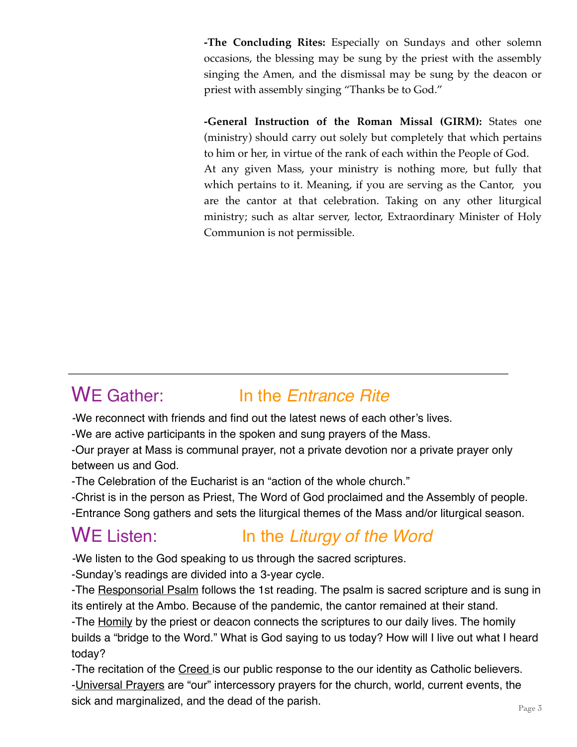**-The Concluding Rites:** Especially on Sundays and other solemn occasions, the blessing may be sung by the priest with the assembly singing the Amen, and the dismissal may be sung by the deacon or priest with assembly singing "Thanks be to God."

**-General Instruction of the Roman Missal (GIRM):** States one (ministry) should carry out solely but completely that which pertains to him or her, in virtue of the rank of each within the People of God. At any given Mass, your ministry is nothing more, but fully that which pertains to it. Meaning, if you are serving as the Cantor, you are the cantor at that celebration. Taking on any other liturgical ministry; such as altar server, lector, Extraordinary Minister of Holy Communion is not permissible.

---

## WE Gather: In the *Entrance Rite*

-We reconnect with friends and find out the latest news of each other's lives.

-We are active participants in the spoken and sung prayers of the Mass.

-Our prayer at Mass is communal prayer, not a private devotion nor a private prayer only between us and God.

-The Celebration of the Eucharist is an "action of the whole church."

-Christ is in the person as Priest, The Word of God proclaimed and the Assembly of people.

-Entrance Song gathers and sets the liturgical themes of the Mass and/or liturgical season.

## WE Listen: In the *Liturgy of the Word*

-We listen to the God speaking to us through the sacred scriptures.

-Sunday's readings are divided into a 3-year cycle.

-The <u>Responsorial Psalm</u> follows the 1st reading. The psalm is sacred scripture and is sung in its entirely at the Ambo. Because of the pandemic, the cantor remained at their stand.

-The <u>Homily</u> by the priest or deacon connects the scriptures to our daily lives. The homily builds a "bridge to the Word." What is God saying to us today? How will I live out what I heard today?

-The recitation of the <u>Creed</u> is our public response to the our identity as Catholic believers.

-<u>Universal Prayers</u> are "our" intercessory prayers for the church, world, current events, the sick and marginalized, and the dead of the parish.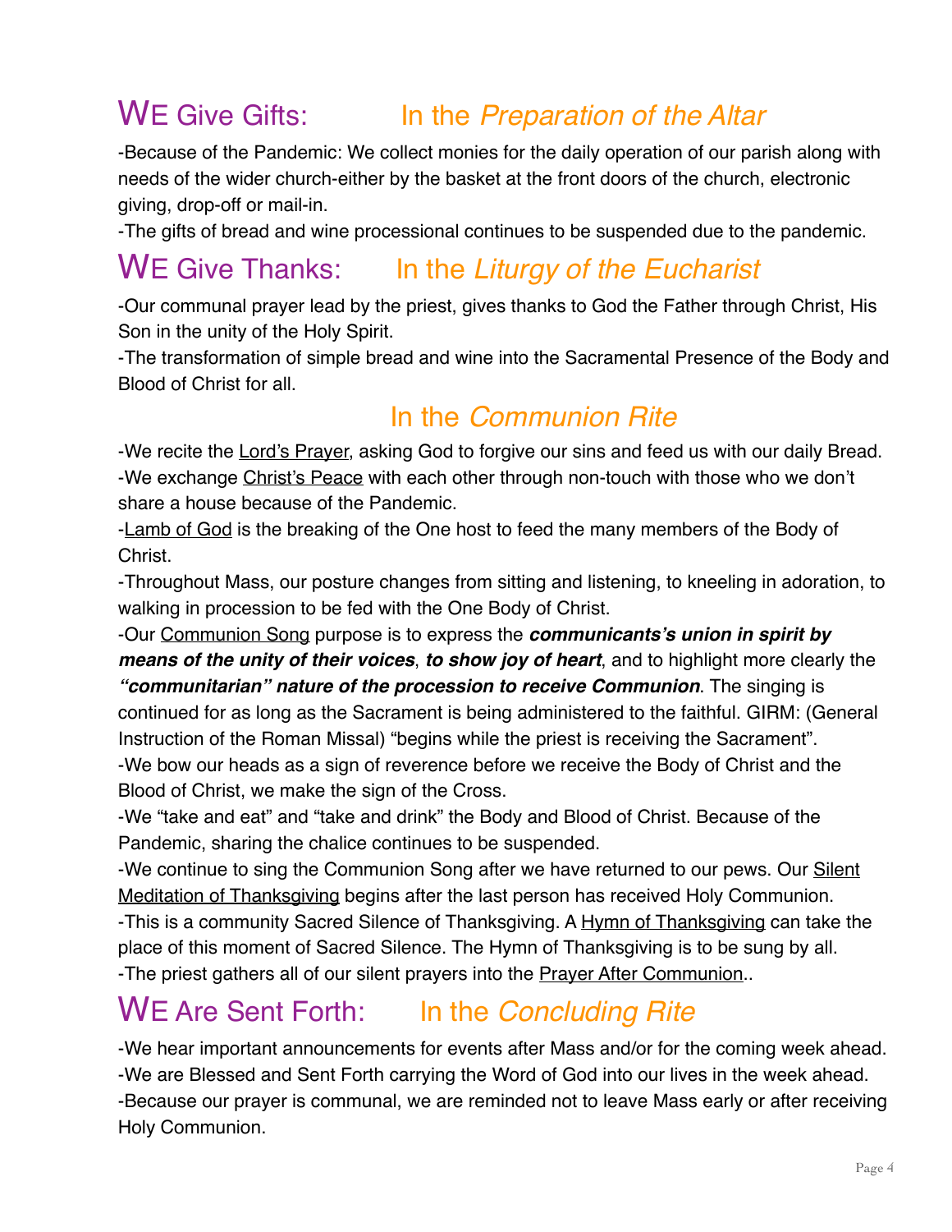## WE Give Gifts: In the *Preparation of the Altar*

-Because of the Pandemic: We collect monies for the daily operation of our parish along with needs of the wider church-either by the basket at the front doors of the church, electronic giving, drop-off or mail-in.
-The gifts of bread and wine processional continues to be suspended due to the pandemic.

## WE Give Thanks: In the *Liturgy of the Eucharist*

-Our communal prayer lead by the priest, gives thanks to God the Father through Christ, His Son in the unity of the Holy Spirit.
-The transformation of simple bread and wine into the Sacramental Presence of the Body and Blood of Christ for all.

## In the *Communion Rite*

-We recite the Lord's Prayer, asking God to forgive our sins and feed us with our daily Bread.
-We exchange Christ's Peace with each other through non-touch with those who we don't share a house because of the Pandemic.
-Lamb of God is the breaking of the One host to feed the many members of the Body of Christ.
-Throughout Mass, our posture changes from sitting and listening, to kneeling in adoration, to walking in procession to be fed with the One Body of Christ.
-Our Communion Song purpose is to express the ***communicants's union in spirit by means of the unity of their voices***, ***to show joy of heart***, and to highlight more clearly the ***"communitarian" nature of the procession to receive Communion***. The singing is continued for as long as the Sacrament is being administered to the faithful. GIRM: (General Instruction of the Roman Missal) "begins while the priest is receiving the Sacrament".
-We bow our heads as a sign of reverence before we receive the Body of Christ and the Blood of Christ, we make the sign of the Cross.
-We "take and eat" and "take and drink" the Body and Blood of Christ. Because of the Pandemic, sharing the chalice continues to be suspended.
-We continue to sing the Communion Song after we have returned to our pews. Our Silent Meditation of Thanksgiving begins after the last person has received Holy Communion.
-This is a community Sacred Silence of Thanksgiving. A Hymn of Thanksgiving can take the place of this moment of Sacred Silence. The Hymn of Thanksgiving is to be sung by all.
-The priest gathers all of our silent prayers into the Prayer After Communion..

## WE Are Sent Forth: In the *Concluding Rite*

-We hear important announcements for events after Mass and/or for the coming week ahead.
-We are Blessed and Sent Forth carrying the Word of God into our lives in the week ahead.
-Because our prayer is communal, we are reminded not to leave Mass early or after receiving Holy Communion.